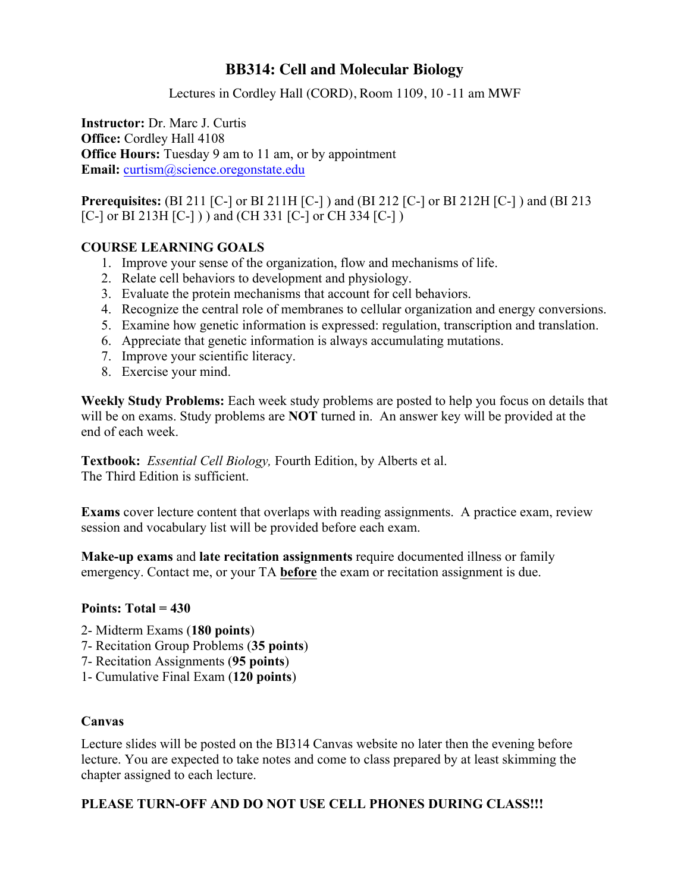# BB314: Cell and Molecular Biology

Lectures in Cordley Hall (CORD), Room 1109, 10 -11 am MWF

**Instructor:** Dr. Marc J. Curtis
**Office:** Cordley Hall 4108
**Office Hours:** Tuesday 9 am to 11 am, or by appointment
**Email:** curtism@science.oregonstate.edu

**Prerequisites:** (BI 211 [C-] or BI 211H [C-] ) and (BI 212 [C-] or BI 212H [C-] ) and (BI 213 [C-] or BI 213H [C-] ) ) and (CH 331 [C-] or CH 334 [C-] )

## COURSE LEARNING GOALS

1. Improve your sense of the organization, flow and mechanisms of life.
2. Relate cell behaviors to development and physiology.
3. Evaluate the protein mechanisms that account for cell behaviors.
4. Recognize the central role of membranes to cellular organization and energy conversions.
5. Examine how genetic information is expressed: regulation, transcription and translation.
6. Appreciate that genetic information is always accumulating mutations.
7. Improve your scientific literacy.
8. Exercise your mind.

**Weekly Study Problems:** Each week study problems are posted to help you focus on details that will be on exams. Study problems are **NOT** turned in. An answer key will be provided at the end of each week.

**Textbook:** *Essential Cell Biology,* Fourth Edition, by Alberts et al.
The Third Edition is sufficient.

**Exams** cover lecture content that overlaps with reading assignments. A practice exam, review session and vocabulary list will be provided before each exam.

**Make-up exams** and **late recitation assignments** require documented illness or family emergency. Contact me, or your TA **before** the exam or recitation assignment is due.

**Points: Total = 430**

2- Midterm Exams (**180 points**)
7- Recitation Group Problems (**35 points**)
7- Recitation Assignments (**95 points**)
1- Cumulative Final Exam (**120 points**)

**Canvas**

Lecture slides will be posted on the BI314 Canvas website no later then the evening before lecture. You are expected to take notes and come to class prepared by at least skimming the chapter assigned to each lecture.

**PLEASE TURN-OFF AND DO NOT USE CELL PHONES DURING CLASS!!!**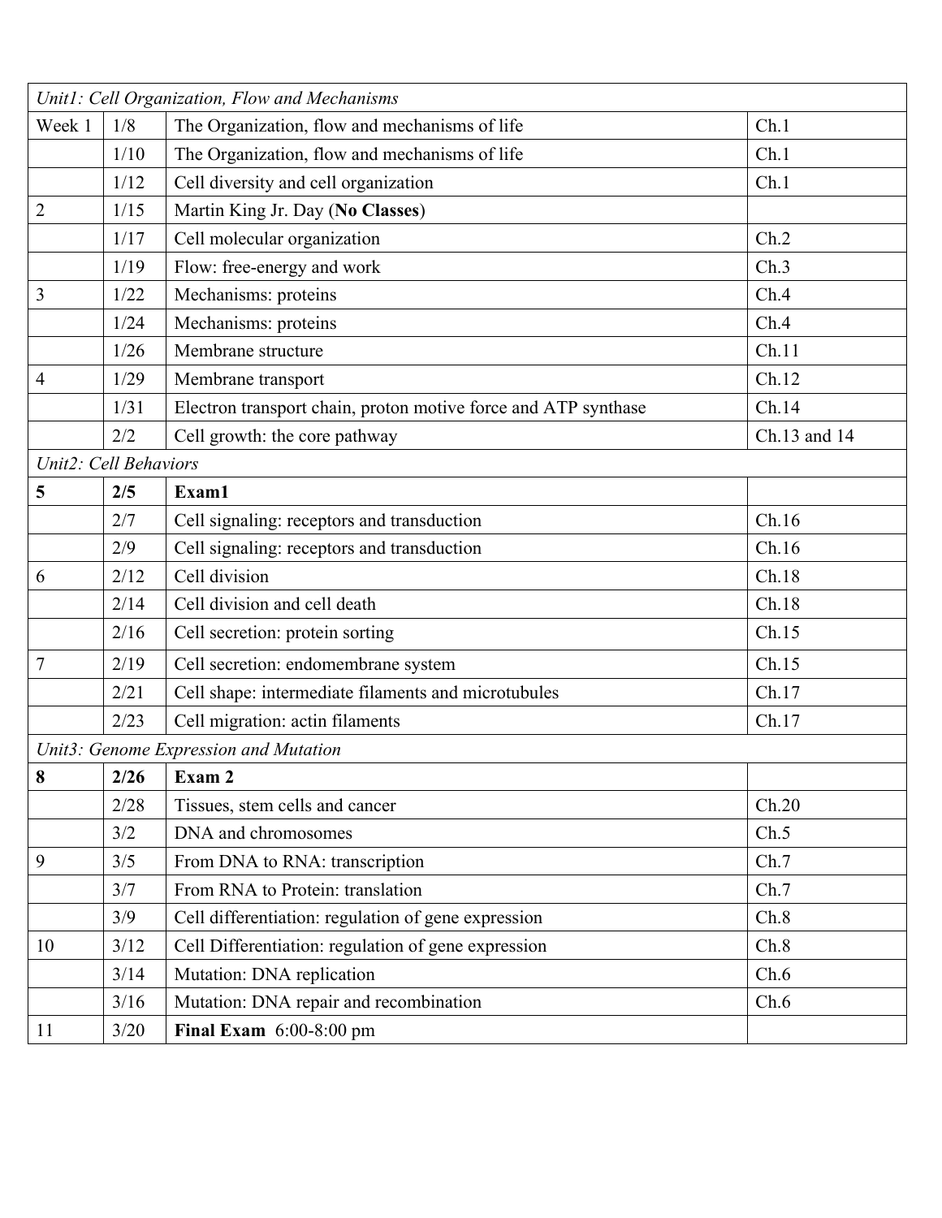| *Unit1: Cell Organization, Flow and Mechanisms* | | | |
|---|---|---|---|
| Week 1 | 1/8 | The Organization, flow and mechanisms of life | Ch.1 |
| | 1/10 | The Organization, flow and mechanisms of life | Ch.1 |
| | 1/12 | Cell diversity and cell organization | Ch.1 |
| 2 | 1/15 | Martin King Jr. Day (**No Classes**) | |
| | 1/17 | Cell molecular organization | Ch.2 |
| | 1/19 | Flow: free-energy and work | Ch.3 |
| 3 | 1/22 | Mechanisms: proteins | Ch.4 |
| | 1/24 | Mechanisms: proteins | Ch.4 |
| | 1/26 | Membrane structure | Ch.11 |
| 4 | 1/29 | Membrane transport | Ch.12 |
| | 1/31 | Electron transport chain, proton motive force and ATP synthase | Ch.14 |
| | 2/2 | Cell growth: the core pathway | Ch.13 and 14 |
| *Unit2: Cell Behaviors* | | | |
| **5** | **2/5** | **Exam1** | |
| | 2/7 | Cell signaling: receptors and transduction | Ch.16 |
| | 2/9 | Cell signaling: receptors and transduction | Ch.16 |
| 6 | 2/12 | Cell division | Ch.18 |
| | 2/14 | Cell division and cell death | Ch.18 |
| | 2/16 | Cell secretion: protein sorting | Ch.15 |
| 7 | 2/19 | Cell secretion: endomembrane system | Ch.15 |
| | 2/21 | Cell shape: intermediate filaments and microtubules | Ch.17 |
| | 2/23 | Cell migration: actin filaments | Ch.17 |
| *Unit3: Genome Expression and Mutation* | | | |
| **8** | **2/26** | **Exam 2** | |
| | 2/28 | Tissues, stem cells and cancer | Ch.20 |
| | 3/2 | DNA and chromosomes | Ch.5 |
| 9 | 3/5 | From DNA to RNA: transcription | Ch.7 |
| | 3/7 | From RNA to Protein: translation | Ch.7 |
| | 3/9 | Cell differentiation: regulation of gene expression | Ch.8 |
| 10 | 3/12 | Cell Differentiation: regulation of gene expression | Ch.8 |
| | 3/14 | Mutation: DNA replication | Ch.6 |
| | 3/16 | Mutation: DNA repair and recombination | Ch.6 |
| 11 | 3/20 | **Final Exam** 6:00-8:00 pm | |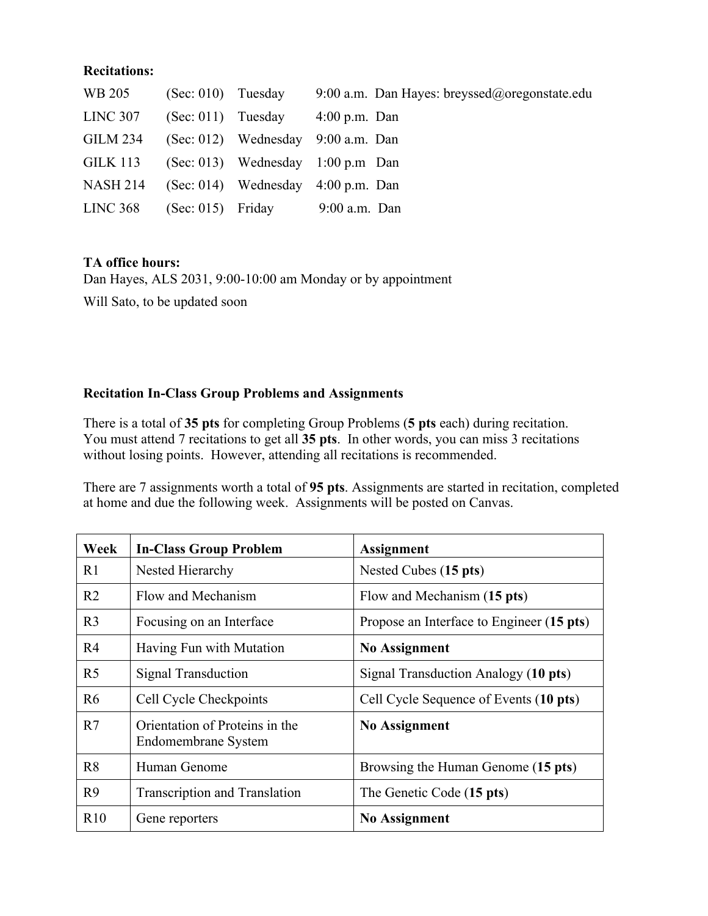**Recitations:**

| | | | | |
|---|---|---|---|---|
| WB 205 | (Sec: 010) | Tuesday | 9:00 a.m. | Dan Hayes: breyssed@oregonstate.edu |
| LINC 307 | (Sec: 011) | Tuesday | 4:00 p.m. | Dan |
| GILM 234 | (Sec: 012) | Wednesday | 9:00 a.m. | Dan |
| GILK 113 | (Sec: 013) | Wednesday | 1:00 p.m | Dan |
| NASH 214 | (Sec: 014) | Wednesday | 4:00 p.m. | Dan |
| LINC 368 | (Sec: 015) | Friday | 9:00 a.m. | Dan |

**TA office hours:**

Dan Hayes, ALS 2031, 9:00-10:00 am Monday or by appointment

Will Sato, to be updated soon

**Recitation In-Class Group Problems and Assignments**

There is a total of **35 pts** for completing Group Problems (**5 pts** each) during recitation. You must attend 7 recitations to get all **35 pts**. In other words, you can miss 3 recitations without losing points. However, attending all recitations is recommended.

There are 7 assignments worth a total of **95 pts**. Assignments are started in recitation, completed at home and due the following week. Assignments will be posted on Canvas.

| Week | In-Class Group Problem | Assignment |
|---|---|---|
| R1 | Nested Hierarchy | Nested Cubes (**15 pts**) |
| R2 | Flow and Mechanism | Flow and Mechanism (**15 pts**) |
| R3 | Focusing on an Interface | Propose an Interface to Engineer (**15 pts**) |
| R4 | Having Fun with Mutation | **No Assignment** |
| R5 | Signal Transduction | Signal Transduction Analogy (**10 pts**) |
| R6 | Cell Cycle Checkpoints | Cell Cycle Sequence of Events (**10 pts**) |
| R7 | Orientation of Proteins in the Endomembrane System | **No Assignment** |
| R8 | Human Genome | Browsing the Human Genome (**15 pts**) |
| R9 | Transcription and Translation | The Genetic Code (**15 pts**) |
| R10 | Gene reporters | **No Assignment** |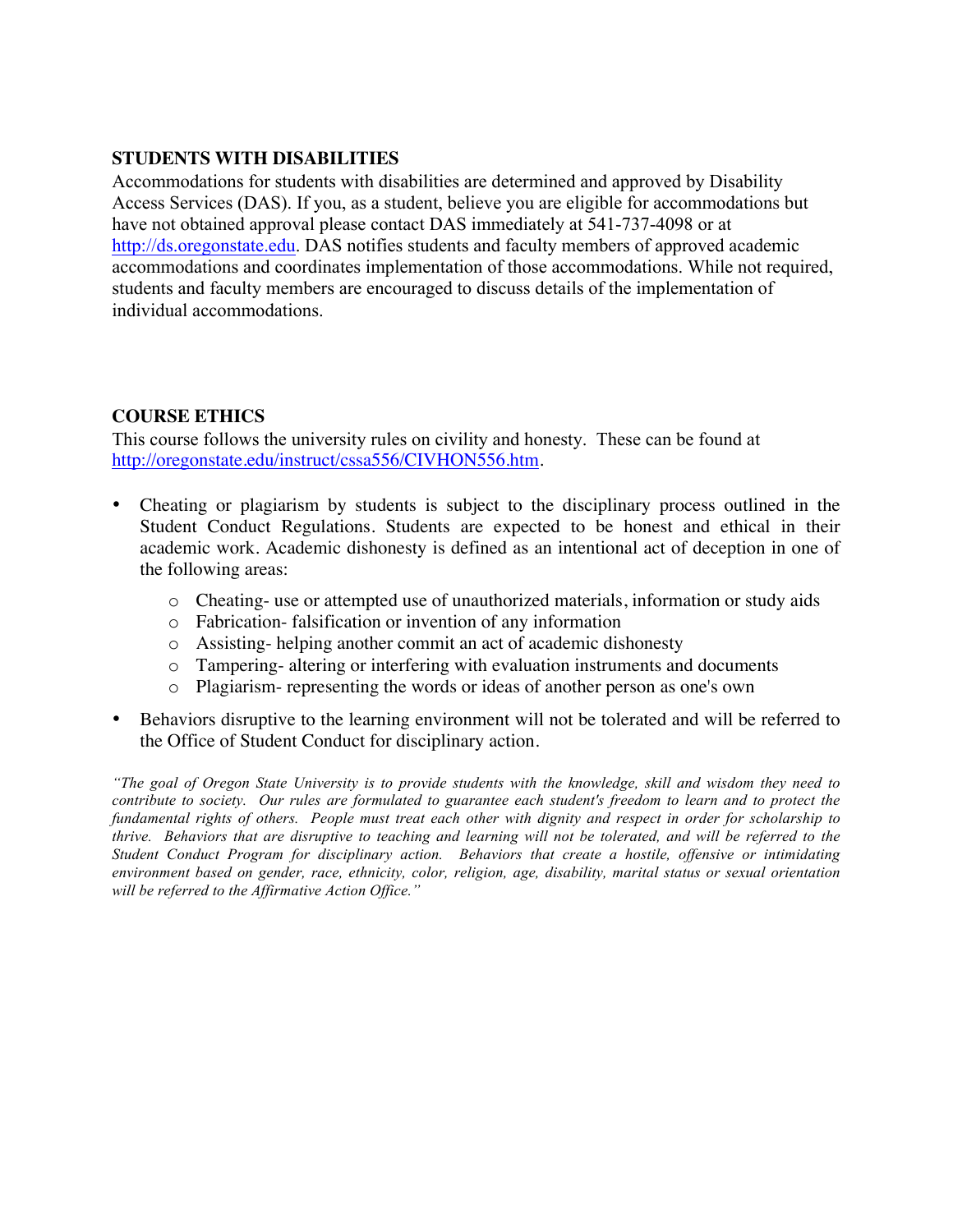## STUDENTS WITH DISABILITIES

Accommodations for students with disabilities are determined and approved by Disability Access Services (DAS). If you, as a student, believe you are eligible for accommodations but have not obtained approval please contact DAS immediately at 541-737-4098 or at http://ds.oregonstate.edu. DAS notifies students and faculty members of approved academic accommodations and coordinates implementation of those accommodations. While not required, students and faculty members are encouraged to discuss details of the implementation of individual accommodations.

## COURSE ETHICS

This course follows the university rules on civility and honesty. These can be found at http://oregonstate.edu/instruct/cssa556/CIVHON556.htm.

- Cheating or plagiarism by students is subject to the disciplinary process outlined in the Student Conduct Regulations. Students are expected to be honest and ethical in their academic work. Academic dishonesty is defined as an intentional act of deception in one of the following areas:
  - Cheating- use or attempted use of unauthorized materials, information or study aids
  - Fabrication- falsification or invention of any information
  - Assisting- helping another commit an act of academic dishonesty
  - Tampering- altering or interfering with evaluation instruments and documents
  - Plagiarism- representing the words or ideas of another person as one's own
- Behaviors disruptive to the learning environment will not be tolerated and will be referred to the Office of Student Conduct for disciplinary action.

*"The goal of Oregon State University is to provide students with the knowledge, skill and wisdom they need to contribute to society. Our rules are formulated to guarantee each student's freedom to learn and to protect the fundamental rights of others. People must treat each other with dignity and respect in order for scholarship to thrive. Behaviors that are disruptive to teaching and learning will not be tolerated, and will be referred to the Student Conduct Program for disciplinary action. Behaviors that create a hostile, offensive or intimidating environment based on gender, race, ethnicity, color, religion, age, disability, marital status or sexual orientation will be referred to the Affirmative Action Office."*